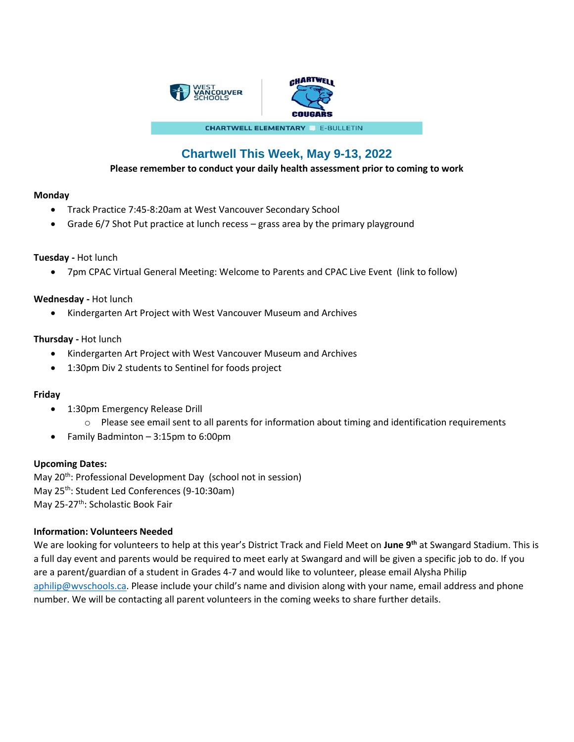CHARTWELL ELEMENTARY E-BULLETIN

# Chartwell This Week, May 9-13, 2022

**Please remember to conduct your daily health assessment prior to coming to work**

**Monday**

- Track Practice 7:45-8:20am at West Vancouver Secondary School
- Grade 6/7 Shot Put practice at lunch recess – grass area by the primary playground

**Tuesday -** Hot lunch

- 7pm CPAC Virtual General Meeting: Welcome to Parents and CPAC Live Event (link to follow)

**Wednesday -** Hot lunch

- Kindergarten Art Project with West Vancouver Museum and Archives

**Thursday -** Hot lunch

- Kindergarten Art Project with West Vancouver Museum and Archives
- 1:30pm Div 2 students to Sentinel for foods project

**Friday**

- 1:30pm Emergency Release Drill
  - Please see email sent to all parents for information about timing and identification requirements
- Family Badminton – 3:15pm to 6:00pm

**Upcoming Dates:**

May 20th: Professional Development Day (school not in session)
May 25th: Student Led Conferences (9-10:30am)
May 25-27th: Scholastic Book Fair

**Information: Volunteers Needed**

We are looking for volunteers to help at this year's District Track and Field Meet on **June 9th** at Swangard Stadium. This is a full day event and parents would be required to meet early at Swangard and will be given a specific job to do. If you are a parent/guardian of a student in Grades 4-7 and would like to volunteer, please email Alysha Philip aphilip@wvschools.ca. Please include your child's name and division along with your name, email address and phone number. We will be contacting all parent volunteers in the coming weeks to share further details.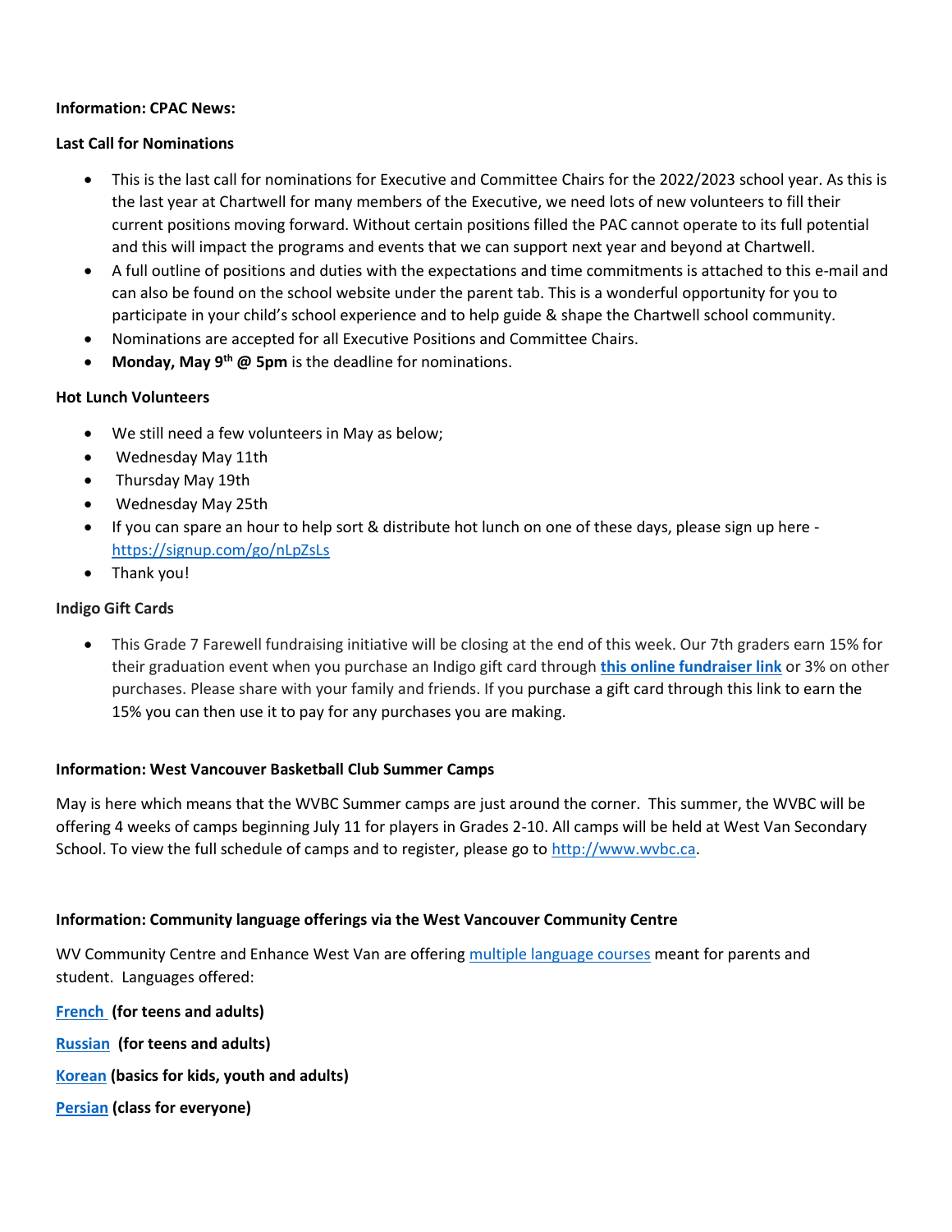**Information: CPAC News:**

**Last Call for Nominations**

- This is the last call for nominations for Executive and Committee Chairs for the 2022/2023 school year. As this is the last year at Chartwell for many members of the Executive, we need lots of new volunteers to fill their current positions moving forward. Without certain positions filled the PAC cannot operate to its full potential and this will impact the programs and events that we can support next year and beyond at Chartwell.
- A full outline of positions and duties with the expectations and time commitments is attached to this e-mail and can also be found on the school website under the parent tab. This is a wonderful opportunity for you to participate in your child's school experience and to help guide & shape the Chartwell school community.
- Nominations are accepted for all Executive Positions and Committee Chairs.
- **Monday, May 9th @ 5pm** is the deadline for nominations.

**Hot Lunch Volunteers**

- We still need a few volunteers in May as below;
- Wednesday May 11th
- Thursday May 19th
- Wednesday May 25th
- If you can spare an hour to help sort & distribute hot lunch on one of these days, please sign up here - https://signup.com/go/nLpZsLs
- Thank you!

**Indigo Gift Cards**

- This Grade 7 Farewell fundraising initiative will be closing at the end of this week. Our 7th graders earn 15% for their graduation event when you purchase an Indigo gift card through **this online fundraiser link** or 3% on other purchases. Please share with your family and friends. If you purchase a gift card through this link to earn the 15% you can then use it to pay for any purchases you are making.

**Information: West Vancouver Basketball Club Summer Camps**

May is here which means that the WVBC Summer camps are just around the corner. This summer, the WVBC will be offering 4 weeks of camps beginning July 11 for players in Grades 2-10. All camps will be held at West Van Secondary School. To view the full schedule of camps and to register, please go to http://www.wvbc.ca.

**Information: Community language offerings via the West Vancouver Community Centre**

WV Community Centre and Enhance West Van are offering multiple language courses meant for parents and student. Languages offered:

**French (for teens and adults)**

**Russian (for teens and adults)**

**Korean (basics for kids, youth and adults)**

**Persian (class for everyone)**